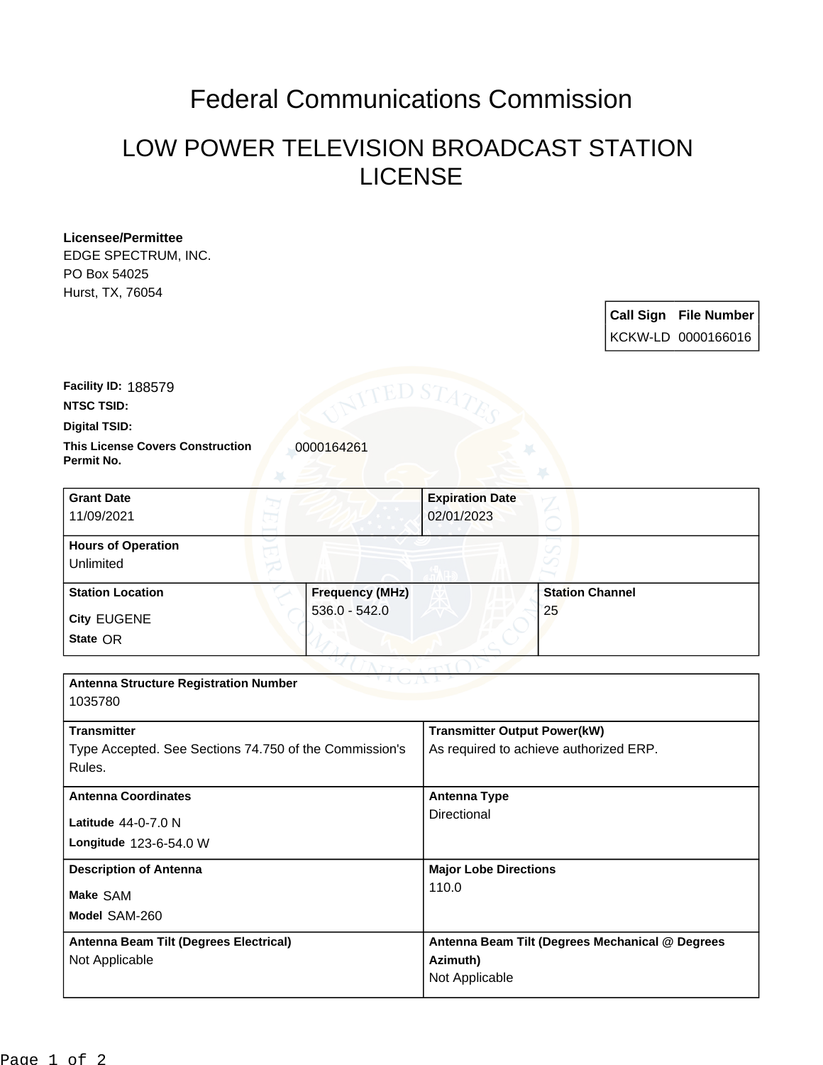# Federal Communications Commission

## LOW POWER TELEVISION BROADCAST STATION LICENSE

**Licensee/Permittee**
EDGE SPECTRUM, INC.
PO Box 54025
Hurst, TX, 76054

| Call Sign | File Number |
|---|---|
| KCKW-LD | 0000166016 |

**Facility ID:** 188579

**NTSC TSID:**

**Digital TSID:**

**This License Covers Construction Permit No.** 0000164261

| **Grant Date** | **Expiration Date** |
|---|---|
| 11/09/2021 | 02/01/2023 |

**Hours of Operation**
Unlimited

| **Station Location** | **Frequency (MHz)** | **Station Channel** |
|---|---|---|
| City EUGENE<br>State OR | 536.0 - 542.0 | 25 |

**Antenna Structure Registration Number**
1035780

| **Transmitter** | **Transmitter Output Power(kW)** |
|---|---|
| Type Accepted. See Sections 74.750 of the Commission's Rules. | As required to achieve authorized ERP. |

| **Antenna Coordinates** | **Antenna Type** |
|---|---|
| Latitude 44-0-7.0 N<br>Longitude 123-6-54.0 W | Directional |

| **Description of Antenna** | **Major Lobe Directions** |
|---|---|
| Make SAM<br>Model SAM-260 | 110.0 |

| **Antenna Beam Tilt (Degrees Electrical)** | **Antenna Beam Tilt (Degrees Mechanical @ Degrees Azimuth)** |
|---|---|
| Not Applicable | Not Applicable |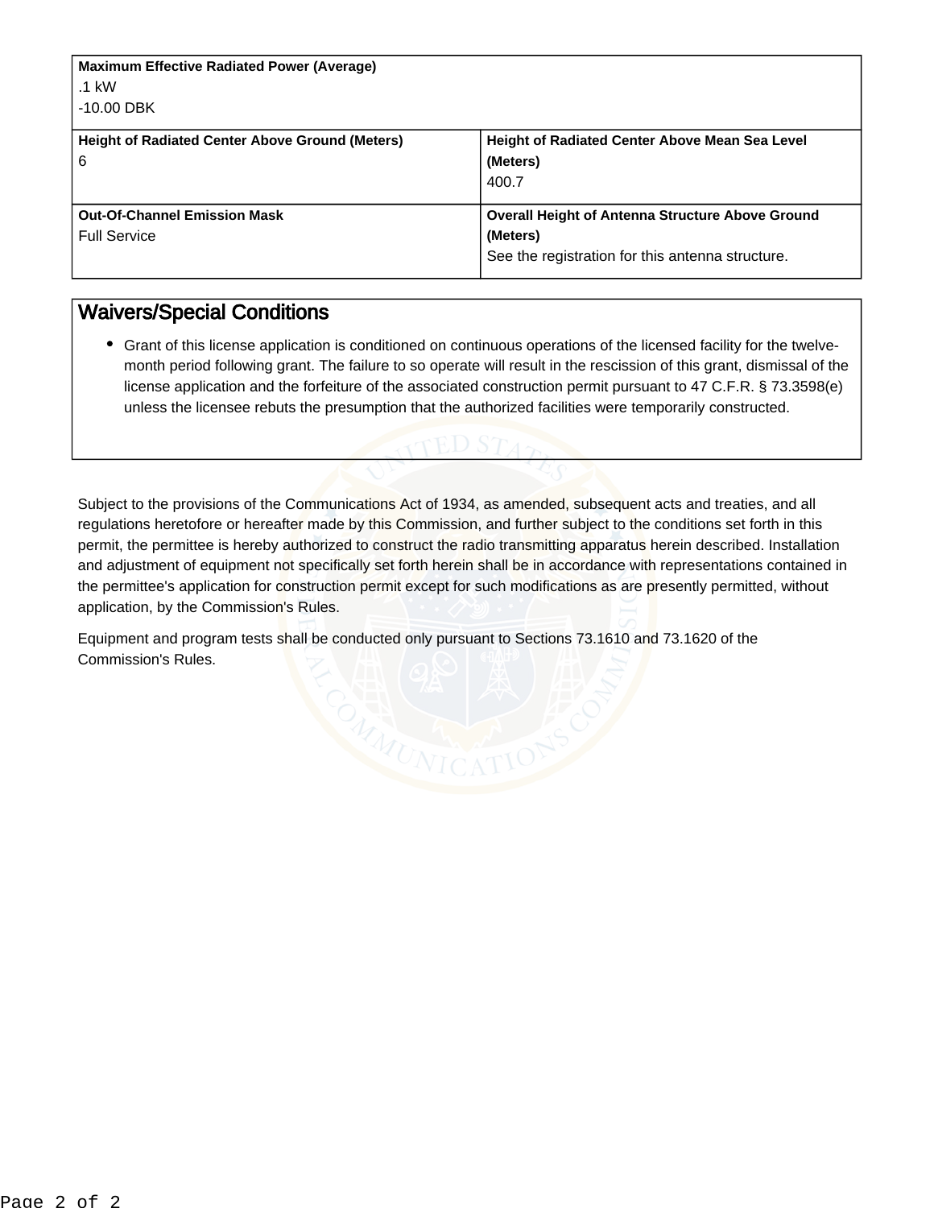| | |
|---|---|
| **Maximum Effective Radiated Power (Average)**<br>.1 kW<br>-10.00 DBK | |
| **Height of Radiated Center Above Ground (Meters)**<br>6 | **Height of Radiated Center Above Mean Sea Level (Meters)**<br>400.7 |
| **Out-Of-Channel Emission Mask**<br>Full Service | **Overall Height of Antenna Structure Above Ground (Meters)**<br>See the registration for this antenna structure. |

## Waivers/Special Conditions

- Grant of this license application is conditioned on continuous operations of the licensed facility for the twelve-month period following grant. The failure to so operate will result in the rescission of this grant, dismissal of the license application and the forfeiture of the associated construction permit pursuant to 47 C.F.R. § 73.3598(e) unless the licensee rebuts the presumption that the authorized facilities were temporarily constructed.

Subject to the provisions of the Communications Act of 1934, as amended, subsequent acts and treaties, and all regulations heretofore or hereafter made by this Commission, and further subject to the conditions set forth in this permit, the permittee is hereby authorized to construct the radio transmitting apparatus herein described. Installation and adjustment of equipment not specifically set forth herein shall be in accordance with representations contained in the permittee's application for construction permit except for such modifications as are presently permitted, without application, by the Commission's Rules.

Equipment and program tests shall be conducted only pursuant to Sections 73.1610 and 73.1620 of the Commission's Rules.